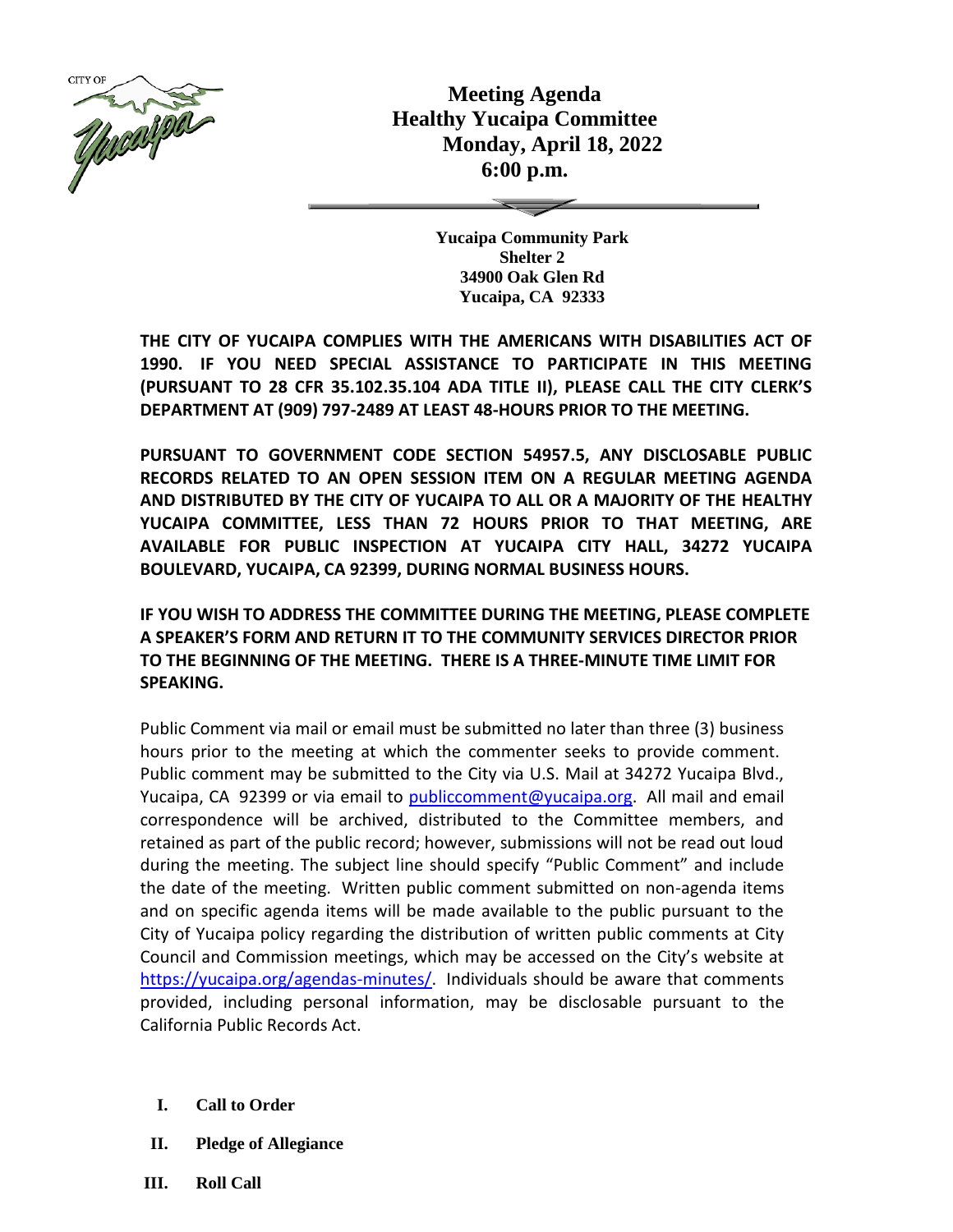# Meeting Agenda
## Healthy Yucaipa Committee
## Monday, April 18, 2022
## 6:00 p.m.

**Yucaipa Community Park**
**Shelter 2**
**34900 Oak Glen Rd**
**Yucaipa, CA 92333**

**THE CITY OF YUCAIPA COMPLIES WITH THE AMERICANS WITH DISABILITIES ACT OF 1990. IF YOU NEED SPECIAL ASSISTANCE TO PARTICIPATE IN THIS MEETING (PURSUANT TO 28 CFR 35.102.35.104 ADA TITLE II), PLEASE CALL THE CITY CLERK'S DEPARTMENT AT (909) 797-2489 AT LEAST 48-HOURS PRIOR TO THE MEETING.**

**PURSUANT TO GOVERNMENT CODE SECTION 54957.5, ANY DISCLOSABLE PUBLIC RECORDS RELATED TO AN OPEN SESSION ITEM ON A REGULAR MEETING AGENDA AND DISTRIBUTED BY THE CITY OF YUCAIPA TO ALL OR A MAJORITY OF THE HEALTHY YUCAIPA COMMITTEE, LESS THAN 72 HOURS PRIOR TO THAT MEETING, ARE AVAILABLE FOR PUBLIC INSPECTION AT YUCAIPA CITY HALL, 34272 YUCAIPA BOULEVARD, YUCAIPA, CA 92399, DURING NORMAL BUSINESS HOURS.**

**IF YOU WISH TO ADDRESS THE COMMITTEE DURING THE MEETING, PLEASE COMPLETE A SPEAKER'S FORM AND RETURN IT TO THE COMMUNITY SERVICES DIRECTOR PRIOR TO THE BEGINNING OF THE MEETING. THERE IS A THREE-MINUTE TIME LIMIT FOR SPEAKING.**

Public Comment via mail or email must be submitted no later than three (3) business hours prior to the meeting at which the commenter seeks to provide comment. Public comment may be submitted to the City via U.S. Mail at 34272 Yucaipa Blvd., Yucaipa, CA 92399 or via email to publiccomment@yucaipa.org. All mail and email correspondence will be archived, distributed to the Committee members, and retained as part of the public record; however, submissions will not be read out loud during the meeting. The subject line should specify "Public Comment" and include the date of the meeting. Written public comment submitted on non-agenda items and on specific agenda items will be made available to the public pursuant to the City of Yucaipa policy regarding the distribution of written public comments at City Council and Commission meetings, which may be accessed on the City's website at https://yucaipa.org/agendas-minutes/. Individuals should be aware that comments provided, including personal information, may be disclosable pursuant to the California Public Records Act.

**I. Call to Order**

**II. Pledge of Allegiance**

**III. Roll Call**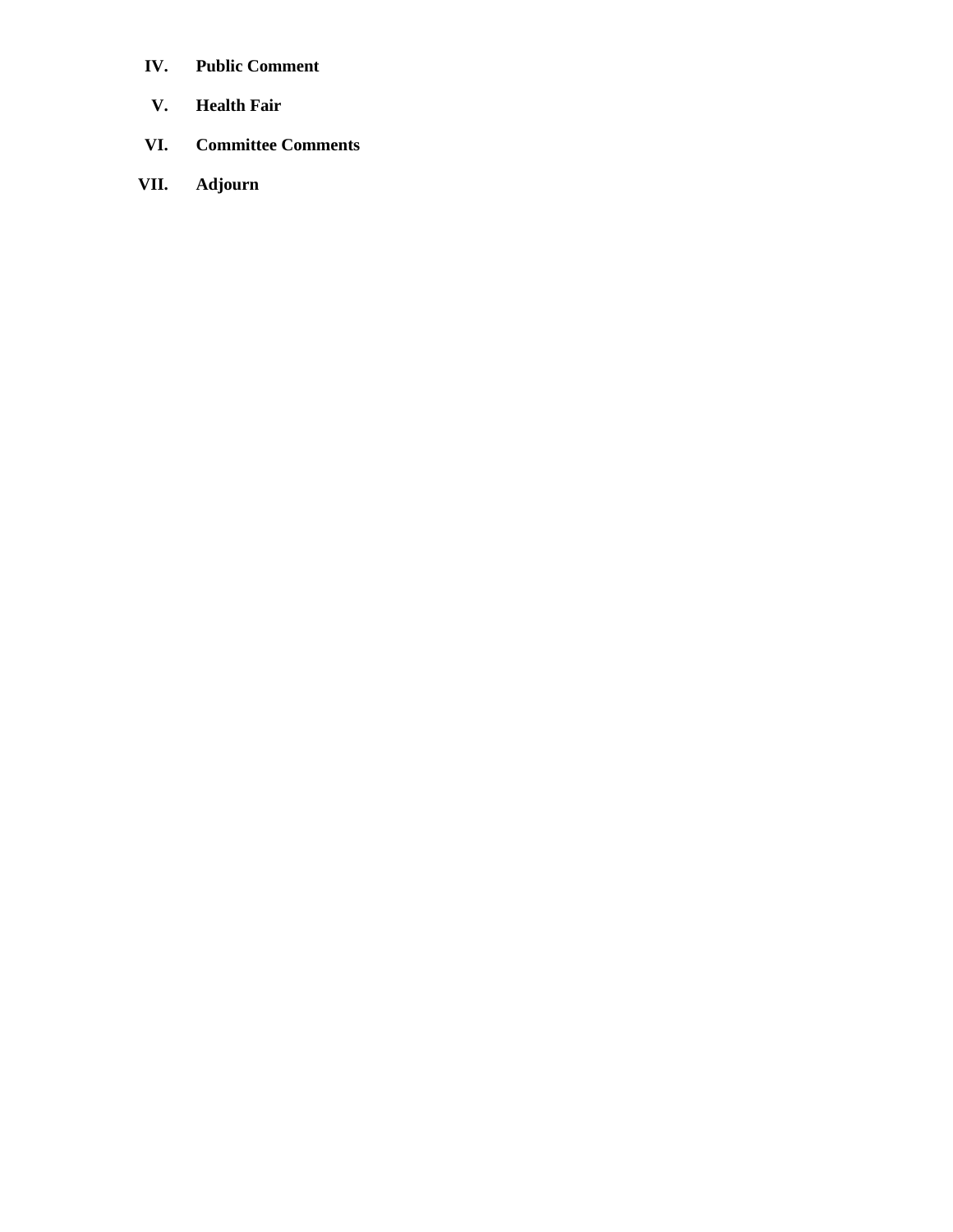**IV. Public Comment**

**V. Health Fair**

**VI. Committee Comments**

**VII. Adjourn**